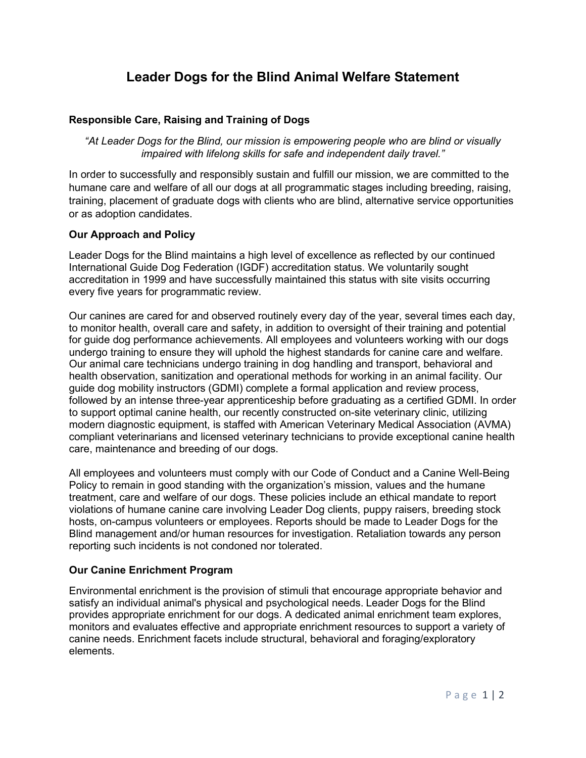# Leader Dogs for the Blind Animal Welfare Statement

## Responsible Care, Raising and Training of Dogs

*"At Leader Dogs for the Blind, our mission is empowering people who are blind or visually impaired with lifelong skills for safe and independent daily travel."*

In order to successfully and responsibly sustain and fulfill our mission, we are committed to the humane care and welfare of all our dogs at all programmatic stages including breeding, raising, training, placement of graduate dogs with clients who are blind, alternative service opportunities or as adoption candidates.

## Our Approach and Policy

Leader Dogs for the Blind maintains a high level of excellence as reflected by our continued International Guide Dog Federation (IGDF) accreditation status. We voluntarily sought accreditation in 1999 and have successfully maintained this status with site visits occurring every five years for programmatic review.

Our canines are cared for and observed routinely every day of the year, several times each day, to monitor health, overall care and safety, in addition to oversight of their training and potential for guide dog performance achievements. All employees and volunteers working with our dogs undergo training to ensure they will uphold the highest standards for canine care and welfare. Our animal care technicians undergo training in dog handling and transport, behavioral and health observation, sanitization and operational methods for working in an animal facility. Our guide dog mobility instructors (GDMI) complete a formal application and review process, followed by an intense three-year apprenticeship before graduating as a certified GDMI. In order to support optimal canine health, our recently constructed on-site veterinary clinic, utilizing modern diagnostic equipment, is staffed with American Veterinary Medical Association (AVMA) compliant veterinarians and licensed veterinary technicians to provide exceptional canine health care, maintenance and breeding of our dogs.

All employees and volunteers must comply with our Code of Conduct and a Canine Well-Being Policy to remain in good standing with the organization's mission, values and the humane treatment, care and welfare of our dogs. These policies include an ethical mandate to report violations of humane canine care involving Leader Dog clients, puppy raisers, breeding stock hosts, on-campus volunteers or employees. Reports should be made to Leader Dogs for the Blind management and/or human resources for investigation. Retaliation towards any person reporting such incidents is not condoned nor tolerated.

## Our Canine Enrichment Program

Environmental enrichment is the provision of stimuli that encourage appropriate behavior and satisfy an individual animal's physical and psychological needs. Leader Dogs for the Blind provides appropriate enrichment for our dogs. A dedicated animal enrichment team explores, monitors and evaluates effective and appropriate enrichment resources to support a variety of canine needs. Enrichment facets include structural, behavioral and foraging/exploratory elements.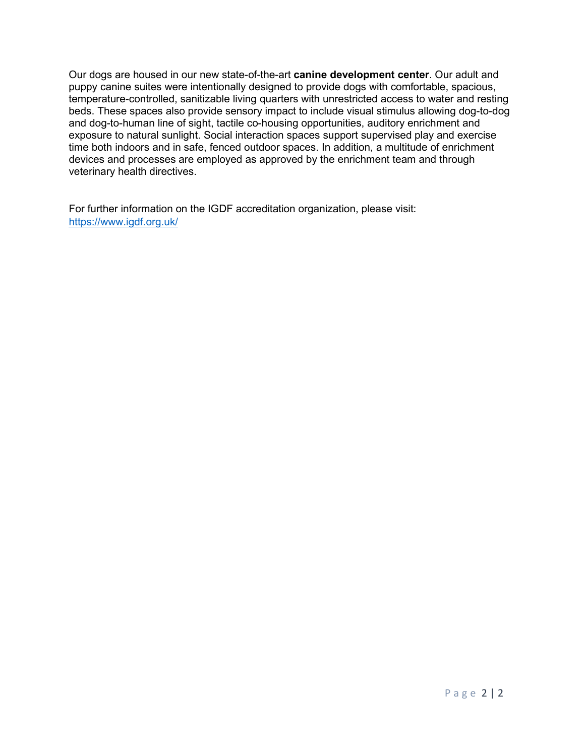Our dogs are housed in our new state-of-the-art **canine development center**. Our adult and puppy canine suites were intentionally designed to provide dogs with comfortable, spacious, temperature-controlled, sanitizable living quarters with unrestricted access to water and resting beds. These spaces also provide sensory impact to include visual stimulus allowing dog-to-dog and dog-to-human line of sight, tactile co-housing opportunities, auditory enrichment and exposure to natural sunlight. Social interaction spaces support supervised play and exercise time both indoors and in safe, fenced outdoor spaces. In addition, a multitude of enrichment devices and processes are employed as approved by the enrichment team and through veterinary health directives.

For further information on the IGDF accreditation organization, please visit: [https://www.igdf.org.uk/](https://www.igdf.org.uk/)